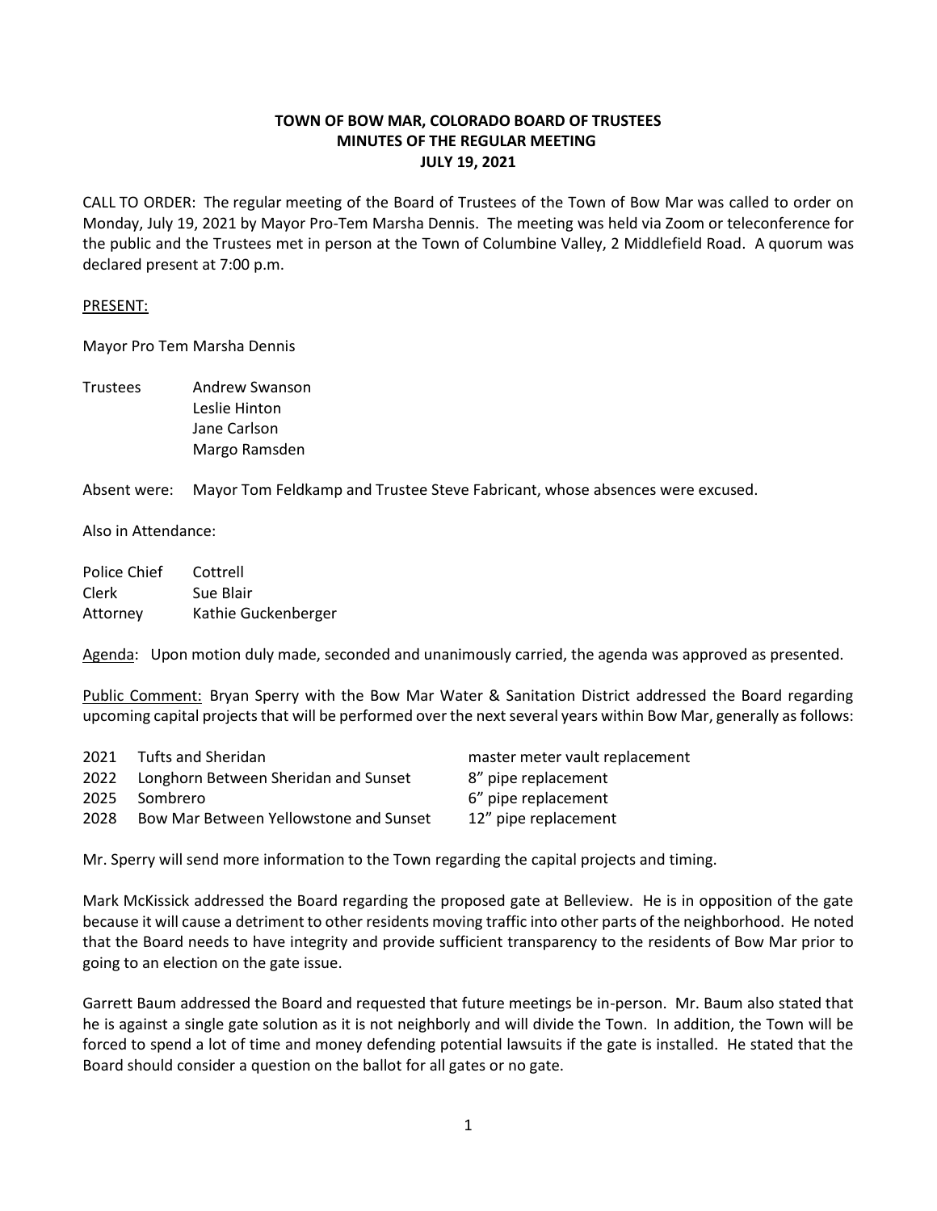**TOWN OF BOW MAR, COLORADO BOARD OF TRUSTEES**
**MINUTES OF THE REGULAR MEETING**
**JULY 19, 2021**

CALL TO ORDER: The regular meeting of the Board of Trustees of the Town of Bow Mar was called to order on Monday, July 19, 2021 by Mayor Pro-Tem Marsha Dennis. The meeting was held via Zoom or teleconference for the public and the Trustees met in person at the Town of Columbine Valley, 2 Middlefield Road. A quorum was declared present at 7:00 p.m.

PRESENT:

Mayor Pro Tem Marsha Dennis

| | |
|---|---|
| Trustees | Andrew Swanson |
| | Leslie Hinton |
| | Jane Carlson |
| | Margo Ramsden |

Absent were: Mayor Tom Feldkamp and Trustee Steve Fabricant, whose absences were excused.

Also in Attendance:

| | |
|---|---|
| Police Chief | Cottrell |
| Clerk | Sue Blair |
| Attorney | Kathie Guckenberger |

Agenda: Upon motion duly made, seconded and unanimously carried, the agenda was approved as presented.

Public Comment: Bryan Sperry with the Bow Mar Water & Sanitation District addressed the Board regarding upcoming capital projects that will be performed over the next several years within Bow Mar, generally as follows:

| | | |
|---|---|---|
| 2021 | Tufts and Sheridan | master meter vault replacement |
| 2022 | Longhorn Between Sheridan and Sunset | 8" pipe replacement |
| 2025 | Sombrero | 6" pipe replacement |
| 2028 | Bow Mar Between Yellowstone and Sunset | 12" pipe replacement |

Mr. Sperry will send more information to the Town regarding the capital projects and timing.

Mark McKissick addressed the Board regarding the proposed gate at Belleview. He is in opposition of the gate because it will cause a detriment to other residents moving traffic into other parts of the neighborhood. He noted that the Board needs to have integrity and provide sufficient transparency to the residents of Bow Mar prior to going to an election on the gate issue.

Garrett Baum addressed the Board and requested that future meetings be in-person. Mr. Baum also stated that he is against a single gate solution as it is not neighborly and will divide the Town. In addition, the Town will be forced to spend a lot of time and money defending potential lawsuits if the gate is installed. He stated that the Board should consider a question on the ballot for all gates or no gate.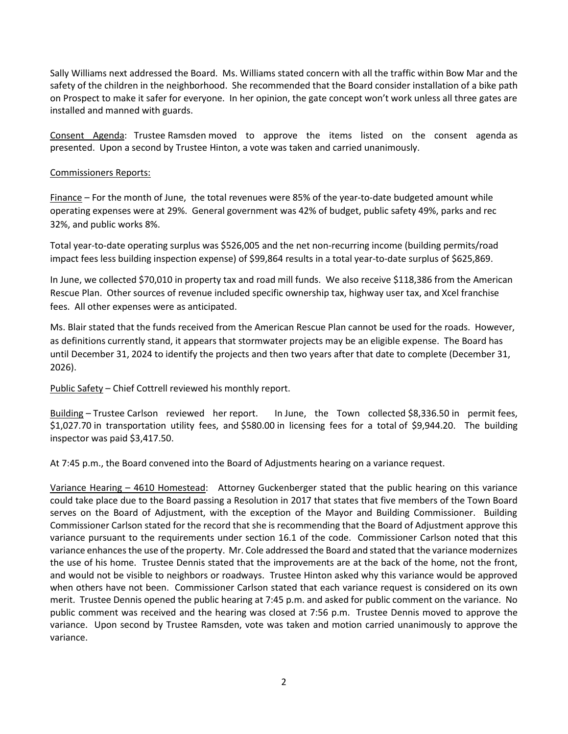Sally Williams next addressed the Board. Ms. Williams stated concern with all the traffic within Bow Mar and the safety of the children in the neighborhood. She recommended that the Board consider installation of a bike path on Prospect to make it safer for everyone. In her opinion, the gate concept won't work unless all three gates are installed and manned with guards.

Consent Agenda: Trustee Ramsden moved to approve the items listed on the consent agenda as presented. Upon a second by Trustee Hinton, a vote was taken and carried unanimously.

Commissioners Reports:

Finance – For the month of June, the total revenues were 85% of the year-to-date budgeted amount while operating expenses were at 29%. General government was 42% of budget, public safety 49%, parks and rec 32%, and public works 8%.

Total year-to-date operating surplus was $526,005 and the net non-recurring income (building permits/road impact fees less building inspection expense) of $99,864 results in a total year-to-date surplus of $625,869.

In June, we collected $70,010 in property tax and road mill funds. We also receive $118,386 from the American Rescue Plan. Other sources of revenue included specific ownership tax, highway user tax, and Xcel franchise fees. All other expenses were as anticipated.

Ms. Blair stated that the funds received from the American Rescue Plan cannot be used for the roads. However, as definitions currently stand, it appears that stormwater projects may be an eligible expense. The Board has until December 31, 2024 to identify the projects and then two years after that date to complete (December 31, 2026).

Public Safety – Chief Cottrell reviewed his monthly report.

Building – Trustee Carlson reviewed her report. In June, the Town collected $8,336.50 in permit fees, $1,027.70 in transportation utility fees, and $580.00 in licensing fees for a total of $9,944.20. The building inspector was paid $3,417.50.

At 7:45 p.m., the Board convened into the Board of Adjustments hearing on a variance request.

Variance Hearing – 4610 Homestead: Attorney Guckenberger stated that the public hearing on this variance could take place due to the Board passing a Resolution in 2017 that states that five members of the Town Board serves on the Board of Adjustment, with the exception of the Mayor and Building Commissioner. Building Commissioner Carlson stated for the record that she is recommending that the Board of Adjustment approve this variance pursuant to the requirements under section 16.1 of the code. Commissioner Carlson noted that this variance enhances the use of the property. Mr. Cole addressed the Board and stated that the variance modernizes the use of his home. Trustee Dennis stated that the improvements are at the back of the home, not the front, and would not be visible to neighbors or roadways. Trustee Hinton asked why this variance would be approved when others have not been. Commissioner Carlson stated that each variance request is considered on its own merit. Trustee Dennis opened the public hearing at 7:45 p.m. and asked for public comment on the variance. No public comment was received and the hearing was closed at 7:56 p.m. Trustee Dennis moved to approve the variance. Upon second by Trustee Ramsden, vote was taken and motion carried unanimously to approve the variance.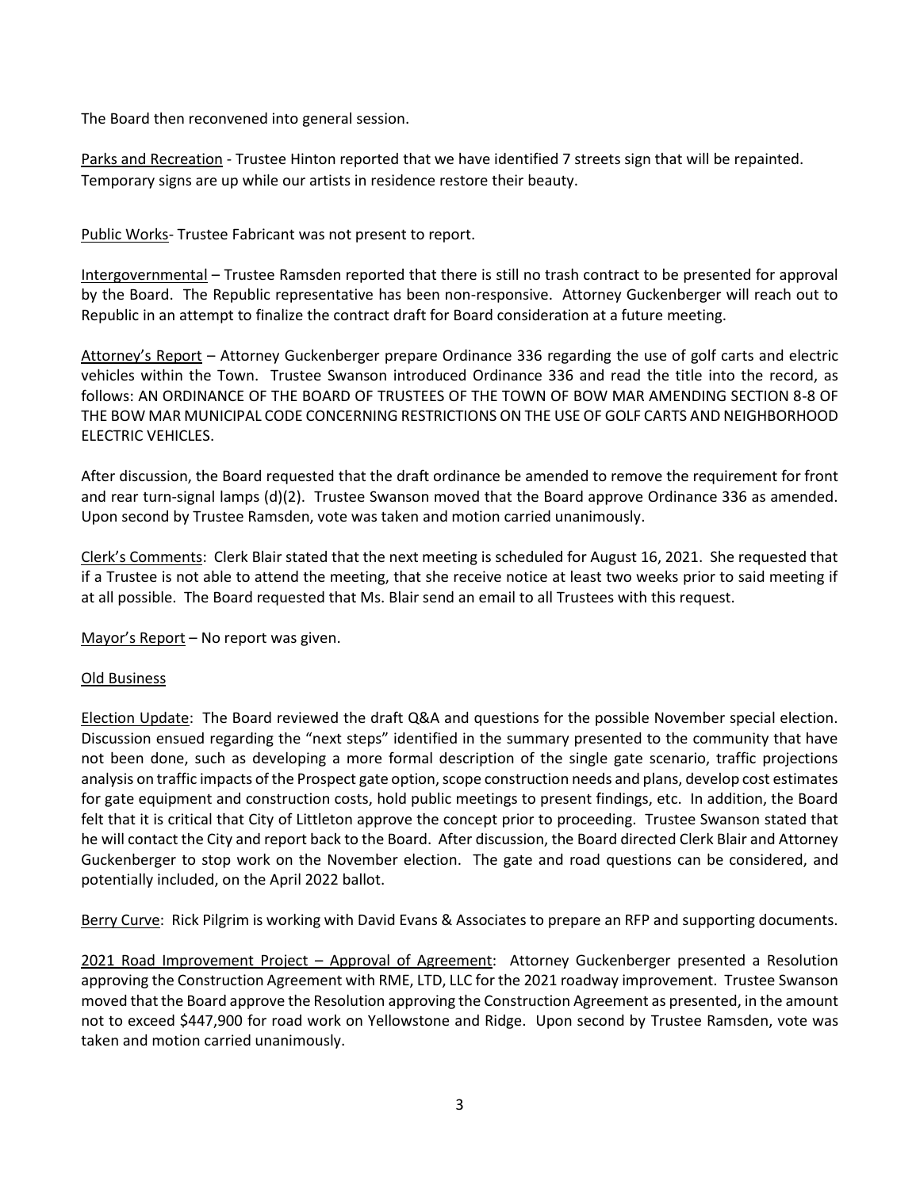The Board then reconvened into general session.

Parks and Recreation - Trustee Hinton reported that we have identified 7 streets sign that will be repainted. Temporary signs are up while our artists in residence restore their beauty.

Public Works- Trustee Fabricant was not present to report.

Intergovernmental – Trustee Ramsden reported that there is still no trash contract to be presented for approval by the Board. The Republic representative has been non-responsive. Attorney Guckenberger will reach out to Republic in an attempt to finalize the contract draft for Board consideration at a future meeting.

Attorney's Report – Attorney Guckenberger prepare Ordinance 336 regarding the use of golf carts and electric vehicles within the Town. Trustee Swanson introduced Ordinance 336 and read the title into the record, as follows: AN ORDINANCE OF THE BOARD OF TRUSTEES OF THE TOWN OF BOW MAR AMENDING SECTION 8-8 OF THE BOW MAR MUNICIPAL CODE CONCERNING RESTRICTIONS ON THE USE OF GOLF CARTS AND NEIGHBORHOOD ELECTRIC VEHICLES.

After discussion, the Board requested that the draft ordinance be amended to remove the requirement for front and rear turn-signal lamps (d)(2). Trustee Swanson moved that the Board approve Ordinance 336 as amended. Upon second by Trustee Ramsden, vote was taken and motion carried unanimously.

Clerk's Comments: Clerk Blair stated that the next meeting is scheduled for August 16, 2021. She requested that if a Trustee is not able to attend the meeting, that she receive notice at least two weeks prior to said meeting if at all possible. The Board requested that Ms. Blair send an email to all Trustees with this request.

Mayor's Report – No report was given.

Old Business

Election Update: The Board reviewed the draft Q&A and questions for the possible November special election. Discussion ensued regarding the "next steps" identified in the summary presented to the community that have not been done, such as developing a more formal description of the single gate scenario, traffic projections analysis on traffic impacts of the Prospect gate option, scope construction needs and plans, develop cost estimates for gate equipment and construction costs, hold public meetings to present findings, etc. In addition, the Board felt that it is critical that City of Littleton approve the concept prior to proceeding. Trustee Swanson stated that he will contact the City and report back to the Board. After discussion, the Board directed Clerk Blair and Attorney Guckenberger to stop work on the November election. The gate and road questions can be considered, and potentially included, on the April 2022 ballot.

Berry Curve: Rick Pilgrim is working with David Evans & Associates to prepare an RFP and supporting documents.

2021 Road Improvement Project – Approval of Agreement: Attorney Guckenberger presented a Resolution approving the Construction Agreement with RME, LTD, LLC for the 2021 roadway improvement. Trustee Swanson moved that the Board approve the Resolution approving the Construction Agreement as presented, in the amount not to exceed $447,900 for road work on Yellowstone and Ridge. Upon second by Trustee Ramsden, vote was taken and motion carried unanimously.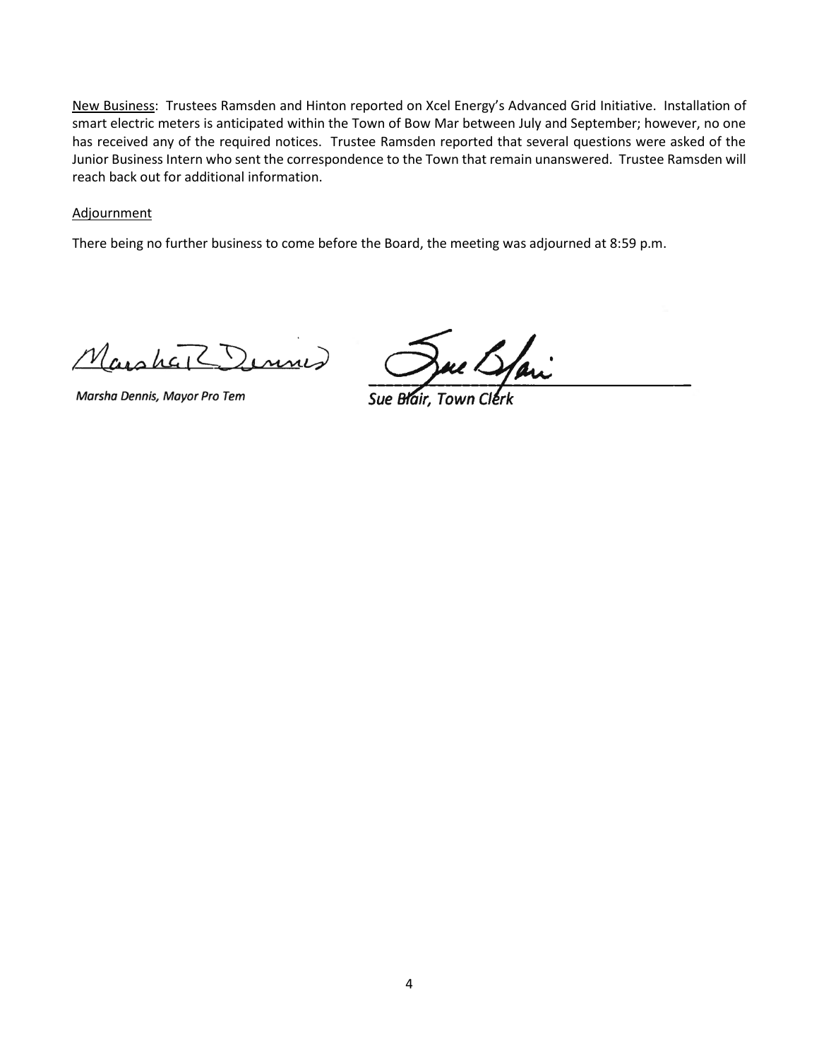New Business: Trustees Ramsden and Hinton reported on Xcel Energy's Advanced Grid Initiative. Installation of smart electric meters is anticipated within the Town of Bow Mar between July and September; however, no one has received any of the required notices. Trustee Ramsden reported that several questions were asked of the Junior Business Intern who sent the correspondence to the Town that remain unanswered. Trustee Ramsden will reach back out for additional information.

Adjournment

There being no further business to come before the Board, the meeting was adjourned at 8:59 p.m.

*Marsha Dennis, Mayor Pro Tem*

*Sue Blair, Town Clerk*